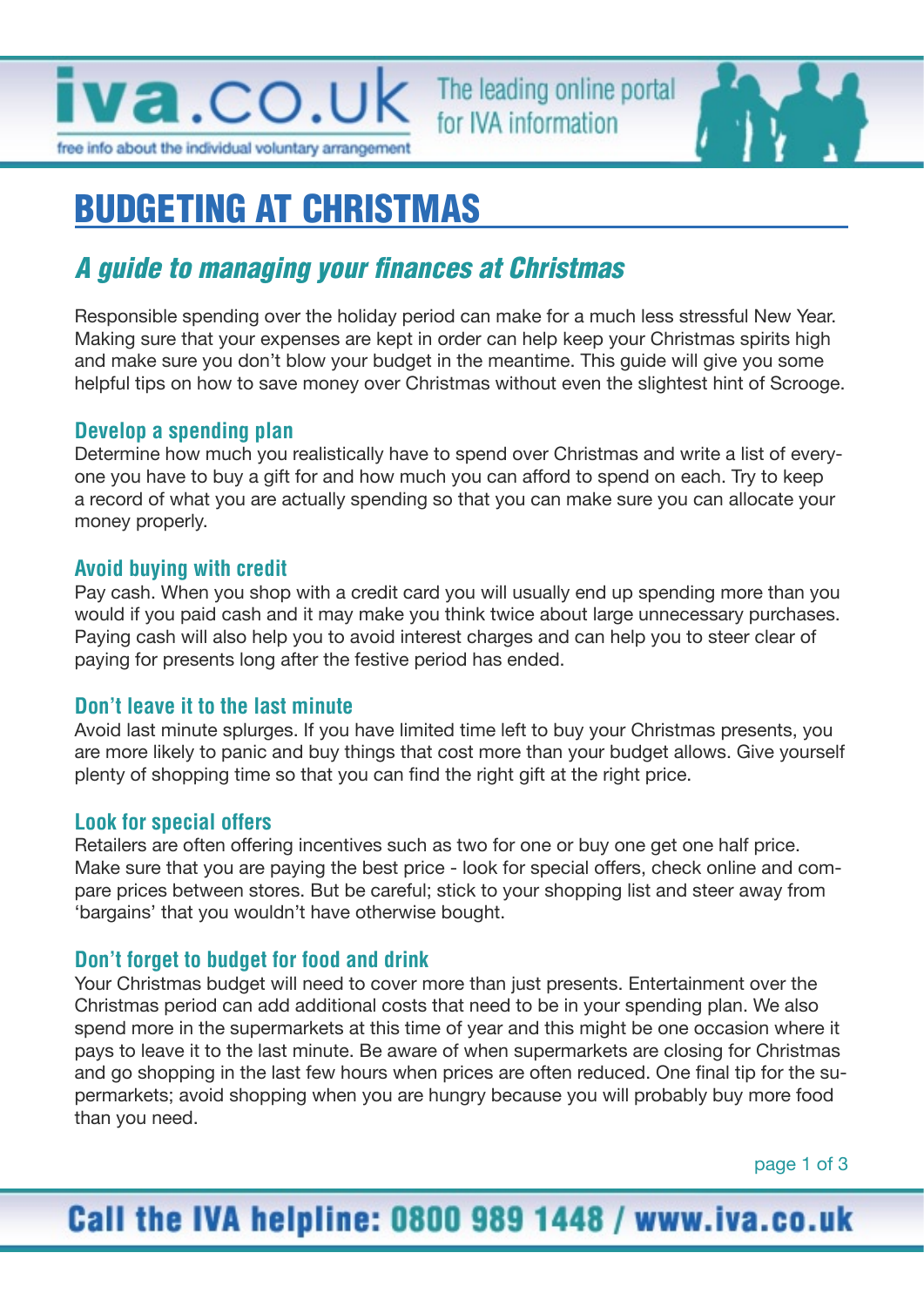# BUDGETING AT CHRISTMAS

## *A guide to managing your finances at Christmas*

Responsible spending over the holiday period can make for a much less stressful New Year. Making sure that your expenses are kept in order can help keep your Christmas spirits high and make sure you don't blow your budget in the meantime. This guide will give you some helpful tips on how to save money over Christmas without even the slightest hint of Scrooge.

### Develop a spending plan

Determine how much you realistically have to spend over Christmas and write a list of everyone you have to buy a gift for and how much you can afford to spend on each. Try to keep a record of what you are actually spending so that you can make sure you can allocate your money properly.

### Avoid buying with credit

Pay cash. When you shop with a credit card you will usually end up spending more than you would if you paid cash and it may make you think twice about large unnecessary purchases. Paying cash will also help you to avoid interest charges and can help you to steer clear of paying for presents long after the festive period has ended.

### Don't leave it to the last minute

Avoid last minute splurges. If you have limited time left to buy your Christmas presents, you are more likely to panic and buy things that cost more than your budget allows. Give yourself plenty of shopping time so that you can find the right gift at the right price.

### Look for special offers

Retailers are often offering incentives such as two for one or buy one get one half price. Make sure that you are paying the best price - look for special offers, check online and compare prices between stores. But be careful; stick to your shopping list and steer away from 'bargains' that you wouldn't have otherwise bought.

### Don't forget to budget for food and drink

Your Christmas budget will need to cover more than just presents. Entertainment over the Christmas period can add additional costs that need to be in your spending plan. We also spend more in the supermarkets at this time of year and this might be one occasion where it pays to leave it to the last minute. Be aware of when supermarkets are closing for Christmas and go shopping in the last few hours when prices are often reduced. One final tip for the supermarkets; avoid shopping when you are hungry because you will probably buy more food than you need.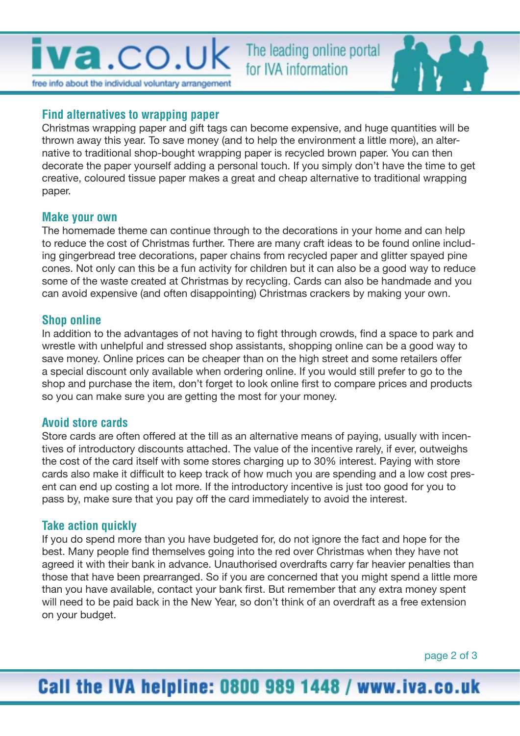## Find alternatives to wrapping paper

Christmas wrapping paper and gift tags can become expensive, and huge quantities will be thrown away this year. To save money (and to help the environment a little more), an alternative to traditional shop-bought wrapping paper is recycled brown paper. You can then decorate the paper yourself adding a personal touch. If you simply don't have the time to get creative, coloured tissue paper makes a great and cheap alternative to traditional wrapping paper.

## Make your own

The homemade theme can continue through to the decorations in your home and can help to reduce the cost of Christmas further. There are many craft ideas to be found online including gingerbread tree decorations, paper chains from recycled paper and glitter spayed pine cones. Not only can this be a fun activity for children but it can also be a good way to reduce some of the waste created at Christmas by recycling. Cards can also be handmade and you can avoid expensive (and often disappointing) Christmas crackers by making your own.

## Shop online

In addition to the advantages of not having to fight through crowds, find a space to park and wrestle with unhelpful and stressed shop assistants, shopping online can be a good way to save money. Online prices can be cheaper than on the high street and some retailers offer a special discount only available when ordering online. If you would still prefer to go to the shop and purchase the item, don't forget to look online first to compare prices and products so you can make sure you are getting the most for your money.

## Avoid store cards

Store cards are often offered at the till as an alternative means of paying, usually with incentives of introductory discounts attached. The value of the incentive rarely, if ever, outweighs the cost of the card itself with some stores charging up to 30% interest. Paying with store cards also make it difficult to keep track of how much you are spending and a low cost present can end up costing a lot more. If the introductory incentive is just too good for you to pass by, make sure that you pay off the card immediately to avoid the interest.

## Take action quickly

If you do spend more than you have budgeted for, do not ignore the fact and hope for the best. Many people find themselves going into the red over Christmas when they have not agreed it with their bank in advance. Unauthorised overdrafts carry far heavier penalties than those that have been prearranged. So if you are concerned that you might spend a little more than you have available, contact your bank first. But remember that any extra money spent will need to be paid back in the New Year, so don't think of an overdraft as a free extension on your budget.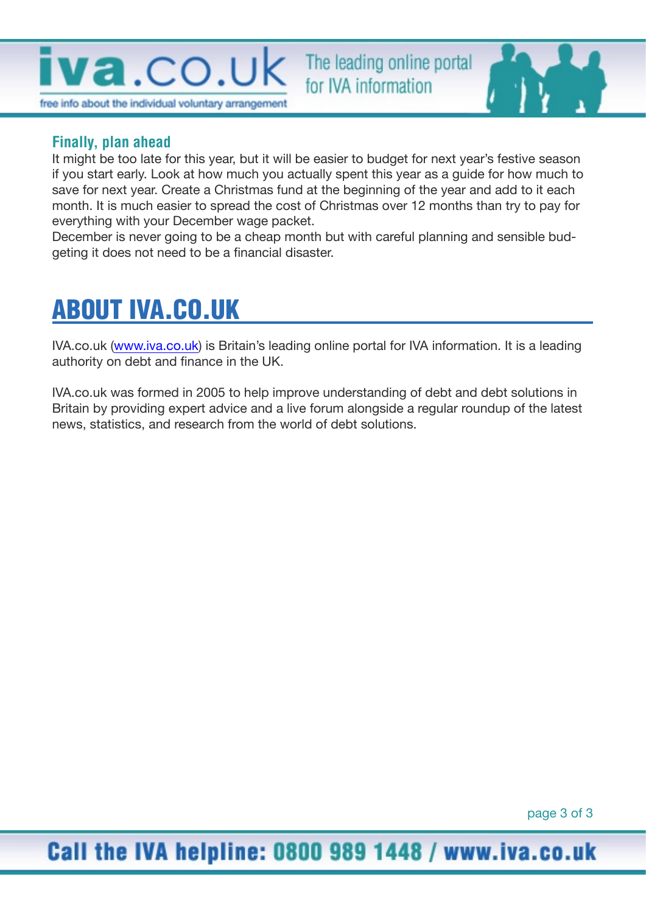### Finally, plan ahead

It might be too late for this year, but it will be easier to budget for next year's festive season if you start early. Look at how much you actually spent this year as a guide for how much to save for next year. Create a Christmas fund at the beginning of the year and add to it each month. It is much easier to spread the cost of Christmas over 12 months than try to pay for everything with your December wage packet.
December is never going to be a cheap month but with careful planning and sensible budgeting it does not need to be a financial disaster.

## ABOUT IVA.CO.UK

IVA.co.uk (www.iva.co.uk) is Britain's leading online portal for IVA information. It is a leading authority on debt and finance in the UK.

IVA.co.uk was formed in 2005 to help improve understanding of debt and debt solutions in Britain by providing expert advice and a live forum alongside a regular roundup of the latest news, statistics, and research from the world of debt solutions.